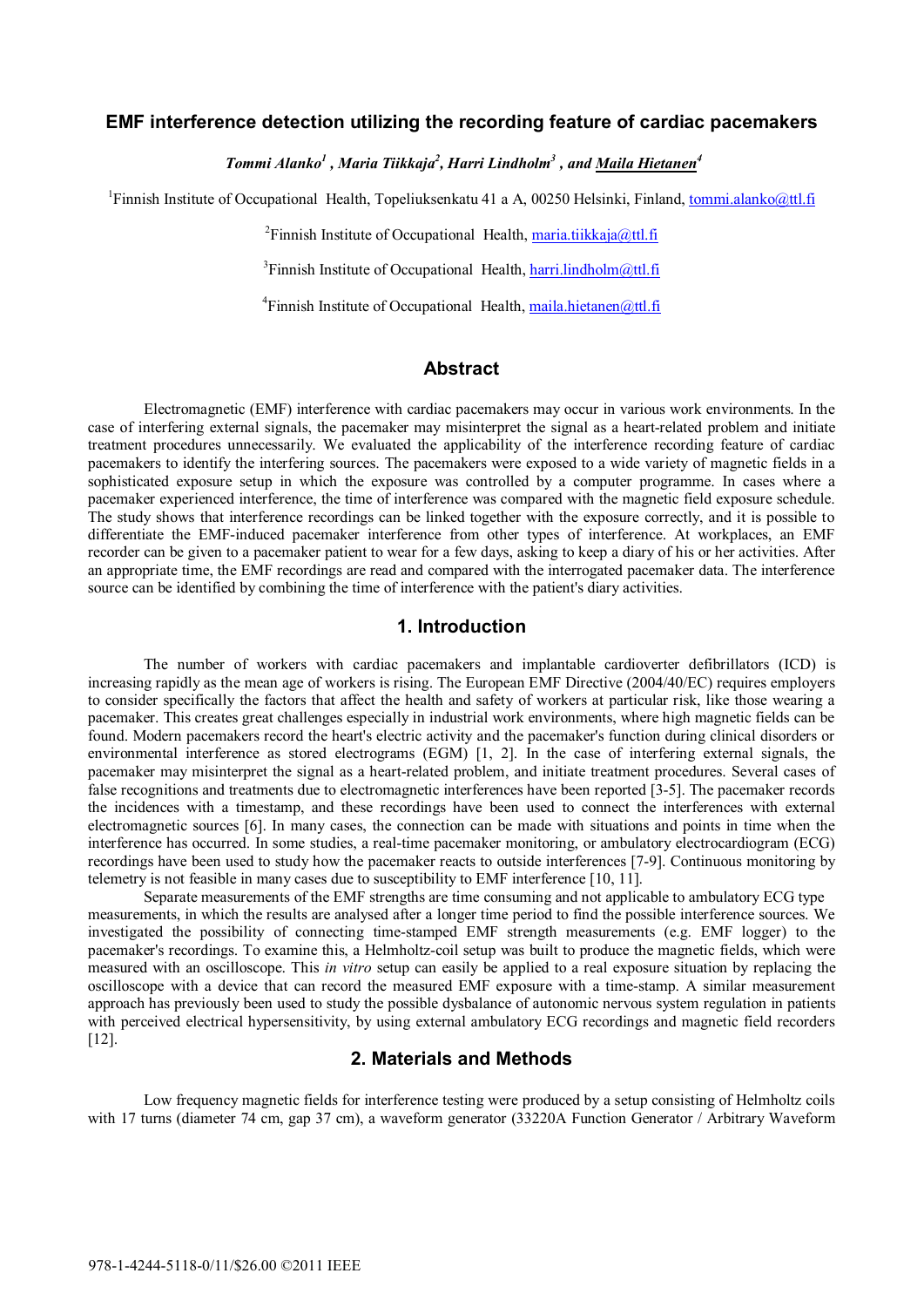# EMF interference detection utilizing the recording feature of cardiac pacemakers

***Tommi Alanko[1], Maria Tiikkaja[2], Harri Lindholm[3], and Maila Hietanen[4]***

[1]Finnish Institute of Occupational Health, Topeliuksenkatu 41 a A, 00250 Helsinki, Finland, tommi.alanko@ttl.fi

[2]Finnish Institute of Occupational Health, maria.tiikkaja@ttl.fi

[3]Finnish Institute of Occupational Health, harri.lindholm@ttl.fi

[4]Finnish Institute of Occupational Health, maila.hietanen@ttl.fi

## Abstract

Electromagnetic (EMF) interference with cardiac pacemakers may occur in various work environments. In the case of interfering external signals, the pacemaker may misinterpret the signal as a heart-related problem and initiate treatment procedures unnecessarily. We evaluated the applicability of the interference recording feature of cardiac pacemakers to identify the interfering sources. The pacemakers were exposed to a wide variety of magnetic fields in a sophisticated exposure setup in which the exposure was controlled by a computer programme. In cases where a pacemaker experienced interference, the time of interference was compared with the magnetic field exposure schedule. The study shows that interference recordings can be linked together with the exposure correctly, and it is possible to differentiate the EMF-induced pacemaker interference from other types of interference. At workplaces, an EMF recorder can be given to a pacemaker patient to wear for a few days, asking to keep a diary of his or her activities. After an appropriate time, the EMF recordings are read and compared with the interrogated pacemaker data. The interference source can be identified by combining the time of interference with the patient's diary activities.

## 1. Introduction

The number of workers with cardiac pacemakers and implantable cardioverter defibrillators (ICD) is increasing rapidly as the mean age of workers is rising. The European EMF Directive (2004/40/EC) requires employers to consider specifically the factors that affect the health and safety of workers at particular risk, like those wearing a pacemaker. This creates great challenges especially in industrial work environments, where high magnetic fields can be found. Modern pacemakers record the heart's electric activity and the pacemaker's function during clinical disorders or environmental interference as stored electrograms (EGM) [1, 2]. In the case of interfering external signals, the pacemaker may misinterpret the signal as a heart-related problem, and initiate treatment procedures. Several cases of false recognitions and treatments due to electromagnetic interferences have been reported [3-5]. The pacemaker records the incidences with a timestamp, and these recordings have been used to connect the interferences with external electromagnetic sources [6]. In many cases, the connection can be made with situations and points in time when the interference has occurred. In some studies, a real-time pacemaker monitoring, or ambulatory electrocardiogram (ECG) recordings have been used to study how the pacemaker reacts to outside interferences [7-9]. Continuous monitoring by telemetry is not feasible in many cases due to susceptibility to EMF interference [10, 11].

Separate measurements of the EMF strengths are time consuming and not applicable to ambulatory ECG type measurements, in which the results are analysed after a longer time period to find the possible interference sources. We investigated the possibility of connecting time-stamped EMF strength measurements (e.g. EMF logger) to the pacemaker's recordings. To examine this, a Helmholtz-coil setup was built to produce the magnetic fields, which were measured with an oscilloscope. This *in vitro* setup can easily be applied to a real exposure situation by replacing the oscilloscope with a device that can record the measured EMF exposure with a time-stamp. A similar measurement approach has previously been used to study the possible dysbalance of autonomic nervous system regulation in patients with perceived electrical hypersensitivity, by using external ambulatory ECG recordings and magnetic field recorders [12].

## 2. Materials and Methods

Low frequency magnetic fields for interference testing were produced by a setup consisting of Helmholtz coils with 17 turns (diameter 74 cm, gap 37 cm), a waveform generator (33220A Function Generator / Arbitrary Waveform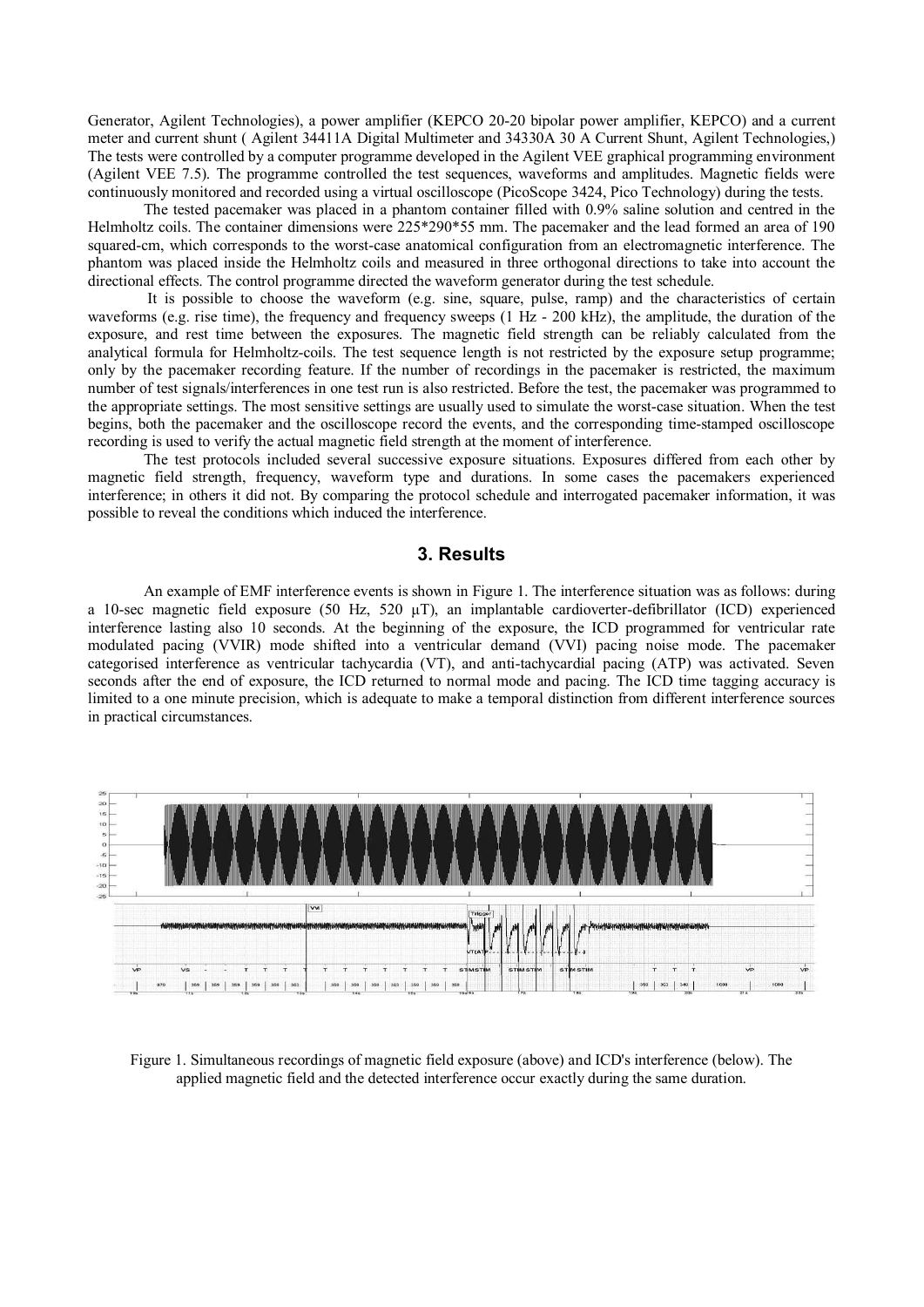Generator, Agilent Technologies), a power amplifier (KEPCO 20-20 bipolar power amplifier, KEPCO) and a current meter and current shunt ( Agilent 34411A Digital Multimeter and 34330A 30 A Current Shunt, Agilent Technologies,) The tests were controlled by a computer programme developed in the Agilent VEE graphical programming environment (Agilent VEE 7.5). The programme controlled the test sequences, waveforms and amplitudes. Magnetic fields were continuously monitored and recorded using a virtual oscilloscope (PicoScope 3424, Pico Technology) during the tests.

The tested pacemaker was placed in a phantom container filled with 0.9% saline solution and centred in the Helmholtz coils. The container dimensions were 225*290*55 mm. The pacemaker and the lead formed an area of 190 squared-cm, which corresponds to the worst-case anatomical configuration from an electromagnetic interference. The phantom was placed inside the Helmholtz coils and measured in three orthogonal directions to take into account the directional effects. The control programme directed the waveform generator during the test schedule.

It is possible to choose the waveform (e.g. sine, square, pulse, ramp) and the characteristics of certain waveforms (e.g. rise time), the frequency and frequency sweeps (1 Hz - 200 kHz), the amplitude, the duration of the exposure, and rest time between the exposures. The magnetic field strength can be reliably calculated from the analytical formula for Helmholtz-coils. The test sequence length is not restricted by the exposure setup programme; only by the pacemaker recording feature. If the number of recordings in the pacemaker is restricted, the maximum number of test signals/interferences in one test run is also restricted. Before the test, the pacemaker was programmed to the appropriate settings. The most sensitive settings are usually used to simulate the worst-case situation. When the test begins, both the pacemaker and the oscilloscope record the events, and the corresponding time-stamped oscilloscope recording is used to verify the actual magnetic field strength at the moment of interference.

The test protocols included several successive exposure situations. Exposures differed from each other by magnetic field strength, frequency, waveform type and durations. In some cases the pacemakers experienced interference; in others it did not. By comparing the protocol schedule and interrogated pacemaker information, it was possible to reveal the conditions which induced the interference.

## 3. Results

An example of EMF interference events is shown in Figure 1. The interference situation was as follows: during a 10-sec magnetic field exposure (50 Hz, 520 µT), an implantable cardioverter-defibrillator (ICD) experienced interference lasting also 10 seconds. At the beginning of the exposure, the ICD programmed for ventricular rate modulated pacing (VVIR) mode shifted into a ventricular demand (VVI) pacing noise mode. The pacemaker categorised interference as ventricular tachycardia (VT), and anti-tachycardial pacing (ATP) was activated. Seven seconds after the end of exposure, the ICD returned to normal mode and pacing. The ICD time tagging accuracy is limited to a one minute precision, which is adequate to make a temporal distinction from different interference sources in practical circumstances.

25
20
15
10
5
0
-5
-10
-15
-20
-25

VVI
Trigger
VT(AT)
VP VS T T T T T T T T T T T STIM STIM STIM STIM STIM STIM T T T VP VP

Figure 1. Simultaneous recordings of magnetic field exposure (above) and ICD's interference (below). The applied magnetic field and the detected interference occur exactly during the same duration.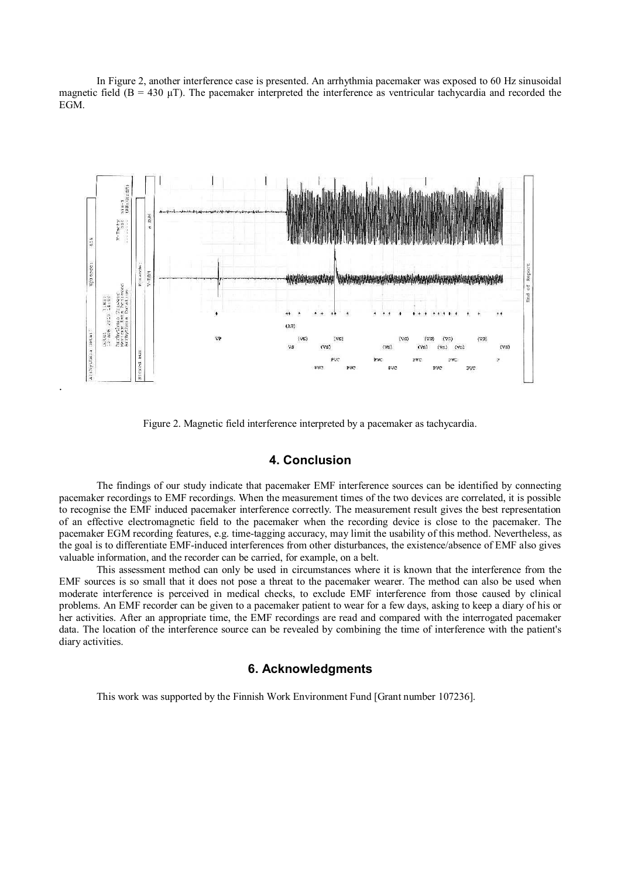In Figure 2, another interference case is presented. An arrhythmia pacemaker was exposed to 60 Hz sinusoidal magnetic field (B = 430 µT). The pacemaker interpreted the interference as ventricular tachycardia and recorded the EGM.

Figure 2. Magnetic field interference interpreted by a pacemaker as tachycardia.

## 4. Conclusion

The findings of our study indicate that pacemaker EMF interference sources can be identified by connecting pacemaker recordings to EMF recordings. When the measurement times of the two devices are correlated, it is possible to recognise the EMF induced pacemaker interference correctly. The measurement result gives the best representation of an effective electromagnetic field to the pacemaker when the recording device is close to the pacemaker. The pacemaker EGM recording features, e.g. time-tagging accuracy, may limit the usability of this method. Nevertheless, as the goal is to differentiate EMF-induced interferences from other disturbances, the existence/absence of EMF also gives valuable information, and the recorder can be carried, for example, on a belt.

This assessment method can only be used in circumstances where it is known that the interference from the EMF sources is so small that it does not pose a threat to the pacemaker wearer. The method can also be used when moderate interference is perceived in medical checks, to exclude EMF interference from those caused by clinical problems. An EMF recorder can be given to a pacemaker patient to wear for a few days, asking to keep a diary of his or her activities. After an appropriate time, the EMF recordings are read and compared with the interrogated pacemaker data. The location of the interference source can be revealed by combining the time of interference with the patient's diary activities.

## 6. Acknowledgments

This work was supported by the Finnish Work Environment Fund [Grant number 107236].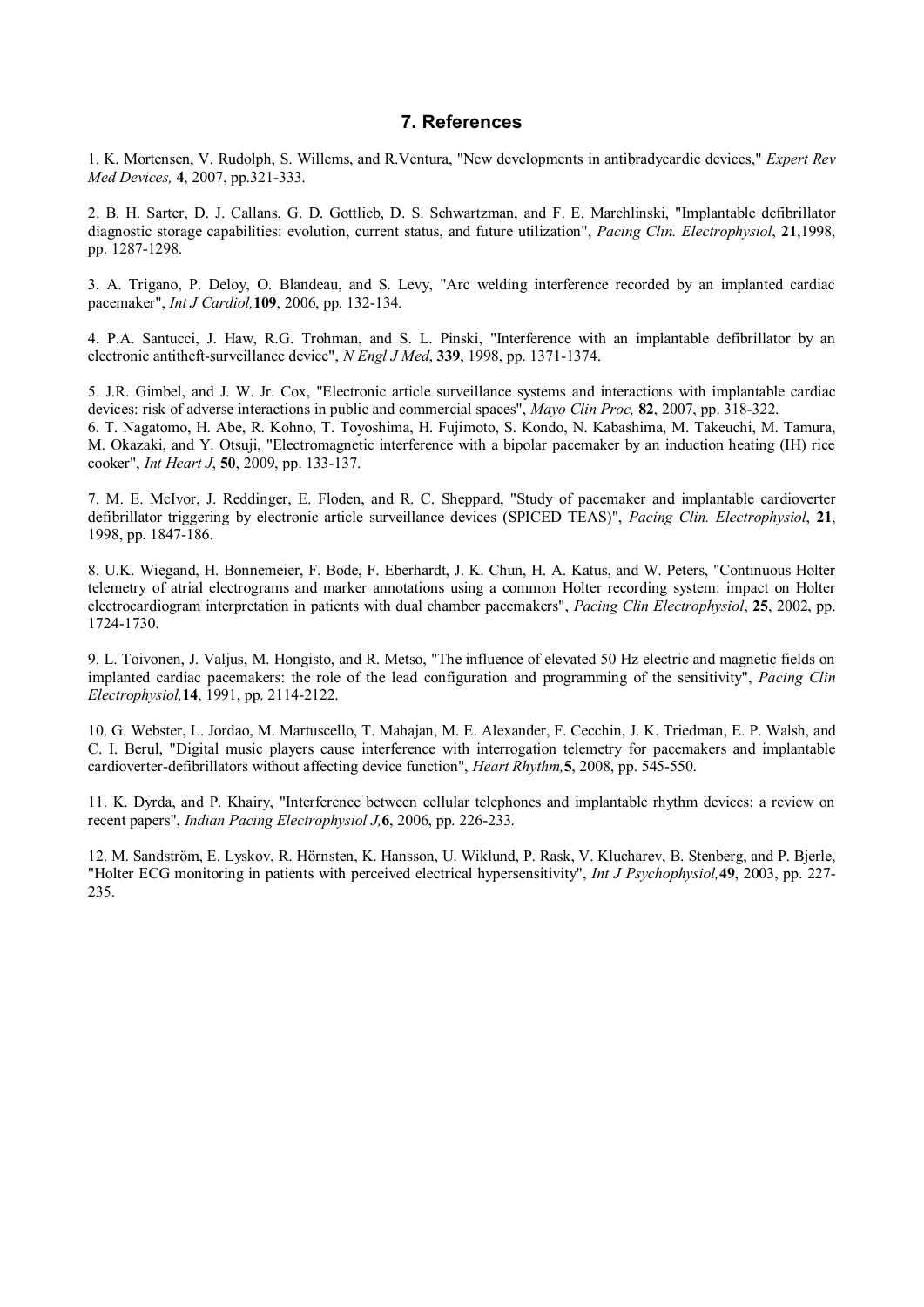## 7. References

1. K. Mortensen, V. Rudolph, S. Willems, and R.Ventura, "New developments in antibradycardic devices," *Expert Rev Med Devices,* **4**, 2007, pp.321-333.

2. B. H. Sarter, D. J. Callans, G. D. Gottlieb, D. S. Schwartzman, and F. E. Marchlinski, "Implantable defibrillator diagnostic storage capabilities: evolution, current status, and future utilization", *Pacing Clin. Electrophysiol*, **21**,1998, pp. 1287-1298.

3. A. Trigano, P. Deloy, O. Blandeau, and S. Levy, "Arc welding interference recorded by an implanted cardiac pacemaker", *Int J Cardiol,* **109**, 2006, pp. 132-134.

4. P.A. Santucci, J. Haw, R.G. Trohman, and S. L. Pinski, "Interference with an implantable defibrillator by an electronic antitheft-surveillance device", *N Engl J Med*, **339**, 1998, pp. 1371-1374.

5. J.R. Gimbel, and J. W. Jr. Cox, "Electronic article surveillance systems and interactions with implantable cardiac devices: risk of adverse interactions in public and commercial spaces", *Mayo Clin Proc,* **82**, 2007, pp. 318-322.

6. T. Nagatomo, H. Abe, R. Kohno, T. Toyoshima, H. Fujimoto, S. Kondo, N. Kabashima, M. Takeuchi, M. Tamura, M. Okazaki, and Y. Otsuji, "Electromagnetic interference with a bipolar pacemaker by an induction heating (IH) rice cooker", *Int Heart J*, **50**, 2009, pp. 133-137.

7. M. E. McIvor, J. Reddinger, E. Floden, and R. C. Sheppard, "Study of pacemaker and implantable cardioverter defibrillator triggering by electronic article surveillance devices (SPICED TEAS)", *Pacing Clin. Electrophysiol*, **21**, 1998, pp. 1847-186.

8. U.K. Wiegand, H. Bonnemeier, F. Bode, F. Eberhardt, J. K. Chun, H. A. Katus, and W. Peters, "Continuous Holter telemetry of atrial electrograms and marker annotations using a common Holter recording system: impact on Holter electrocardiogram interpretation in patients with dual chamber pacemakers", *Pacing Clin Electrophysiol*, **25**, 2002, pp. 1724-1730.

9. L. Toivonen, J. Valjus, M. Hongisto, and R. Metso, "The influence of elevated 50 Hz electric and magnetic fields on implanted cardiac pacemakers: the role of the lead configuration and programming of the sensitivity", *Pacing Clin Electrophysiol,* **14**, 1991, pp. 2114-2122.

10. G. Webster, L. Jordao, M. Martuscello, T. Mahajan, M. E. Alexander, F. Cecchin, J. K. Triedman, E. P. Walsh, and C. I. Berul, "Digital music players cause interference with interrogation telemetry for pacemakers and implantable cardioverter-defibrillators without affecting device function", *Heart Rhythm,* **5**, 2008, pp. 545-550.

11. K. Dyrda, and P. Khairy, "Interference between cellular telephones and implantable rhythm devices: a review on recent papers", *Indian Pacing Electrophysiol J,* **6**, 2006, pp. 226-233.

12. M. Sandström, E. Lyskov, R. Hörnsten, K. Hansson, U. Wiklund, P. Rask, V. Klucharev, B. Stenberg, and P. Bjerle, "Holter ECG monitoring in patients with perceived electrical hypersensitivity", *Int J Psychophysiol,* **49**, 2003, pp. 227-235.